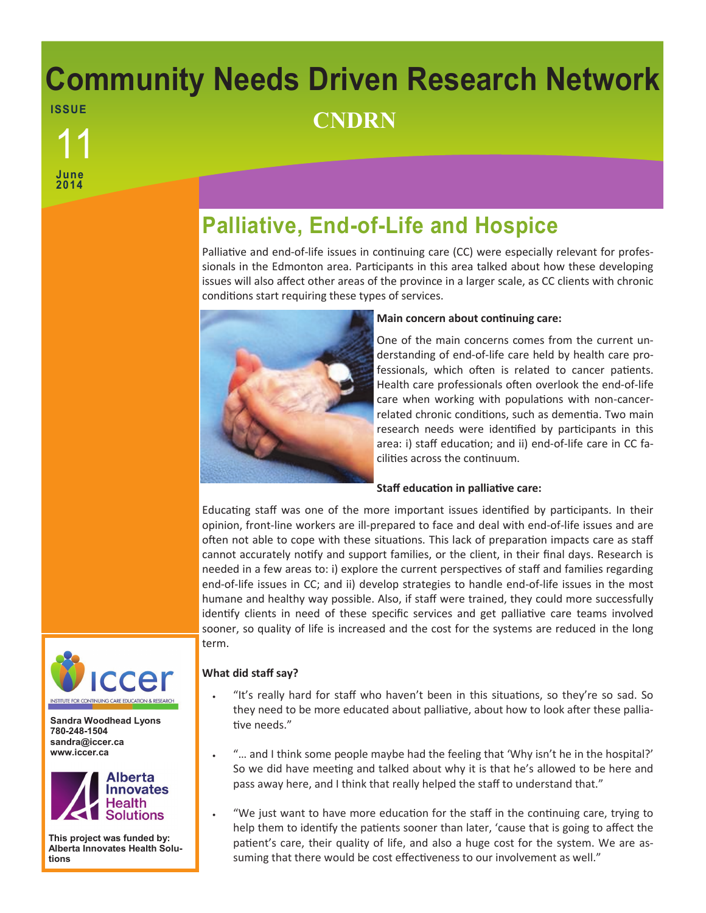# Community Needs Driven Research Network

**ISSUE**

11

**June 2014**

## CNDRN

## Palliative, End-of-Life and Hospice

Palliative and end-of-life issues in continuing care (CC) were especially relevant for professionals in the Edmonton area. Participants in this area talked about how these developing issues will also affect other areas of the province in a larger scale, as CC clients with chronic conditions start requiring these types of services.

**Main concern about continuing care:**

One of the main concerns comes from the current understanding of end-of-life care held by health care professionals, which often is related to cancer patients. Health care professionals often overlook the end-of-life care when working with populations with non-cancer-related chronic conditions, such as dementia. Two main research needs were identified by participants in this area: i) staff education; and ii) end-of-life care in CC facilities across the continuum.

**Staff education in palliative care:**

Educating staff was one of the more important issues identified by participants. In their opinion, front-line workers are ill-prepared to face and deal with end-of-life issues and are often not able to cope with these situations. This lack of preparation impacts care as staff cannot accurately notify and support families, or the client, in their final days. Research is needed in a few areas to: i) explore the current perspectives of staff and families regarding end-of-life issues in CC; and ii) develop strategies to handle end-of-life issues in the most humane and healthy way possible. Also, if staff were trained, they could more successfully identify clients in need of these specific services and get palliative care teams involved sooner, so quality of life is increased and the cost for the systems are reduced in the long term.

**What did staff say?**

- "It's really hard for staff who haven't been in this situations, so they're so sad. So they need to be more educated about palliative, about how to look after these palliative needs."
- "… and I think some people maybe had the feeling that 'Why isn't he in the hospital?' So we did have meeting and talked about why it is that he's allowed to be here and pass away here, and I think that really helped the staff to understand that."
- "We just want to have more education for the staff in the continuing care, trying to help them to identify the patients sooner than later, 'cause that is going to affect the patient's care, their quality of life, and also a huge cost for the system. We are assuming that there would be cost effectiveness to our involvement as well."

iccer — INSTITUTE FOR CONTINUING CARE EDUCATION & RESEARCH

**Sandra Woodhead Lyons**
**780-248-1504**
**sandra@iccer.ca**
**www.iccer.ca**

Alberta Innovates Health Solutions

**This project was funded by: Alberta Innovates Health Solutions**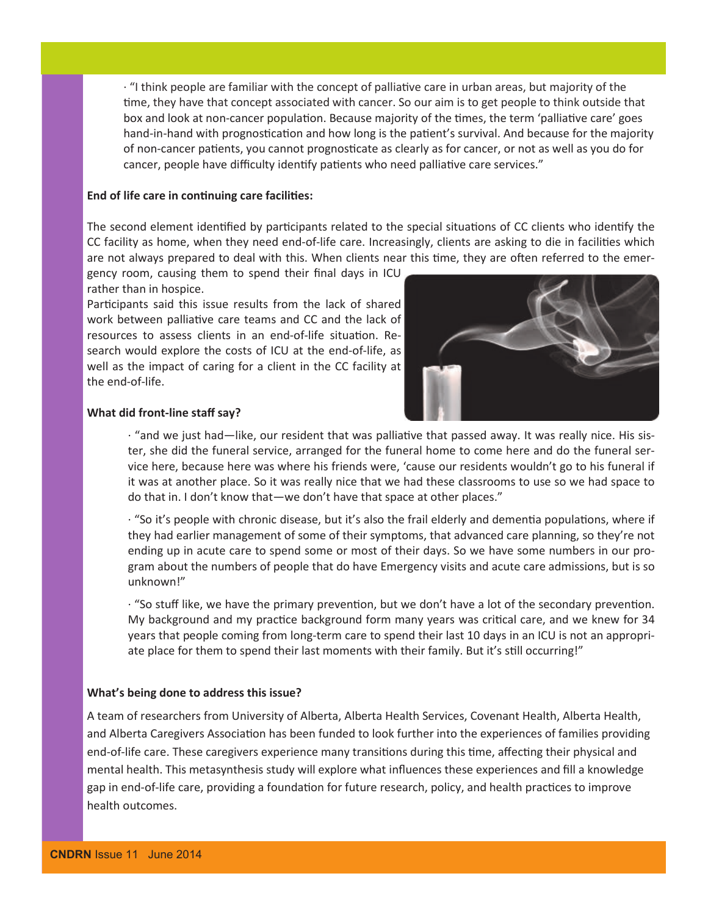· "I think people are familiar with the concept of palliative care in urban areas, but majority of the time, they have that concept associated with cancer. So our aim is to get people to think outside that box and look at non-cancer population. Because majority of the times, the term 'palliative care' goes hand-in-hand with prognostication and how long is the patient's survival. And because for the majority of non-cancer patients, you cannot prognosticate as clearly as for cancer, or not as well as you do for cancer, people have difficulty identify patients who need palliative care services."

**End of life care in continuing care facilities:**

The second element identified by participants related to the special situations of CC clients who identify the CC facility as home, when they need end-of-life care. Increasingly, clients are asking to die in facilities which are not always prepared to deal with this. When clients near this time, they are often referred to the emergency room, causing them to spend their final days in ICU rather than in hospice.

Participants said this issue results from the lack of shared work between palliative care teams and CC and the lack of resources to assess clients in an end-of-life situation. Research would explore the costs of ICU at the end-of-life, as well as the impact of caring for a client in the CC facility at the end-of-life.

**What did front-line staff say?**

· "and we just had—like, our resident that was palliative that passed away. It was really nice. His sister, she did the funeral service, arranged for the funeral home to come here and do the funeral service here, because here was where his friends were, 'cause our residents wouldn't go to his funeral if it was at another place. So it was really nice that we had these classrooms to use so we had space to do that in. I don't know that—we don't have that space at other places."

· "So it's people with chronic disease, but it's also the frail elderly and dementia populations, where if they had earlier management of some of their symptoms, that advanced care planning, so they're not ending up in acute care to spend some or most of their days. So we have some numbers in our program about the numbers of people that do have Emergency visits and acute care admissions, but is so unknown!"

· "So stuff like, we have the primary prevention, but we don't have a lot of the secondary prevention. My background and my practice background form many years was critical care, and we knew for 34 years that people coming from long-term care to spend their last 10 days in an ICU is not an appropriate place for them to spend their last moments with their family. But it's still occurring!"

**What's being done to address this issue?**

A team of researchers from University of Alberta, Alberta Health Services, Covenant Health, Alberta Health, and Alberta Caregivers Association has been funded to look further into the experiences of families providing end-of-life care. These caregivers experience many transitions during this time, affecting their physical and mental health. This metasynthesis study will explore what influences these experiences and fill a knowledge gap in end-of-life care, providing a foundation for future research, policy, and health practices to improve health outcomes.